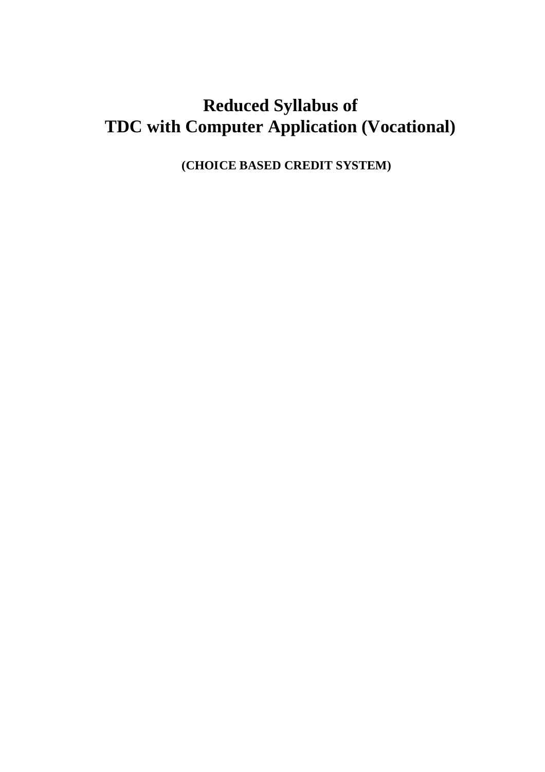# Reduced Syllabus of
# TDC with Computer Application (Vocational)

**(CHOICE BASED CREDIT SYSTEM)**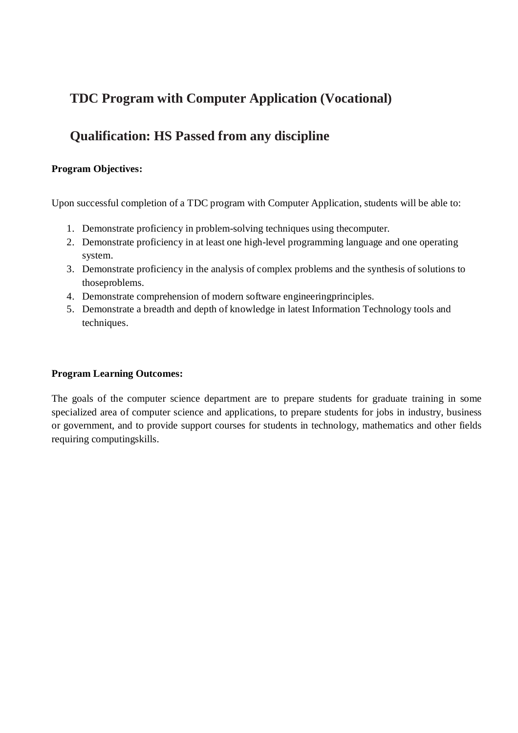## TDC Program with Computer Application (Vocational)

## Qualification: HS Passed from any discipline

**Program Objectives:**

Upon successful completion of a TDC program with Computer Application, students will be able to:

1. Demonstrate proficiency in problem-solving techniques using thecomputer.
2. Demonstrate proficiency in at least one high-level programming language and one operating system.
3. Demonstrate proficiency in the analysis of complex problems and the synthesis of solutions to thoseproblems.
4. Demonstrate comprehension of modern software engineeringprinciples.
5. Demonstrate a breadth and depth of knowledge in latest Information Technology tools and techniques.

**Program Learning Outcomes:**

The goals of the computer science department are to prepare students for graduate training in some specialized area of computer science and applications, to prepare students for jobs in industry, business or government, and to provide support courses for students in technology, mathematics and other fields requiring computingskills.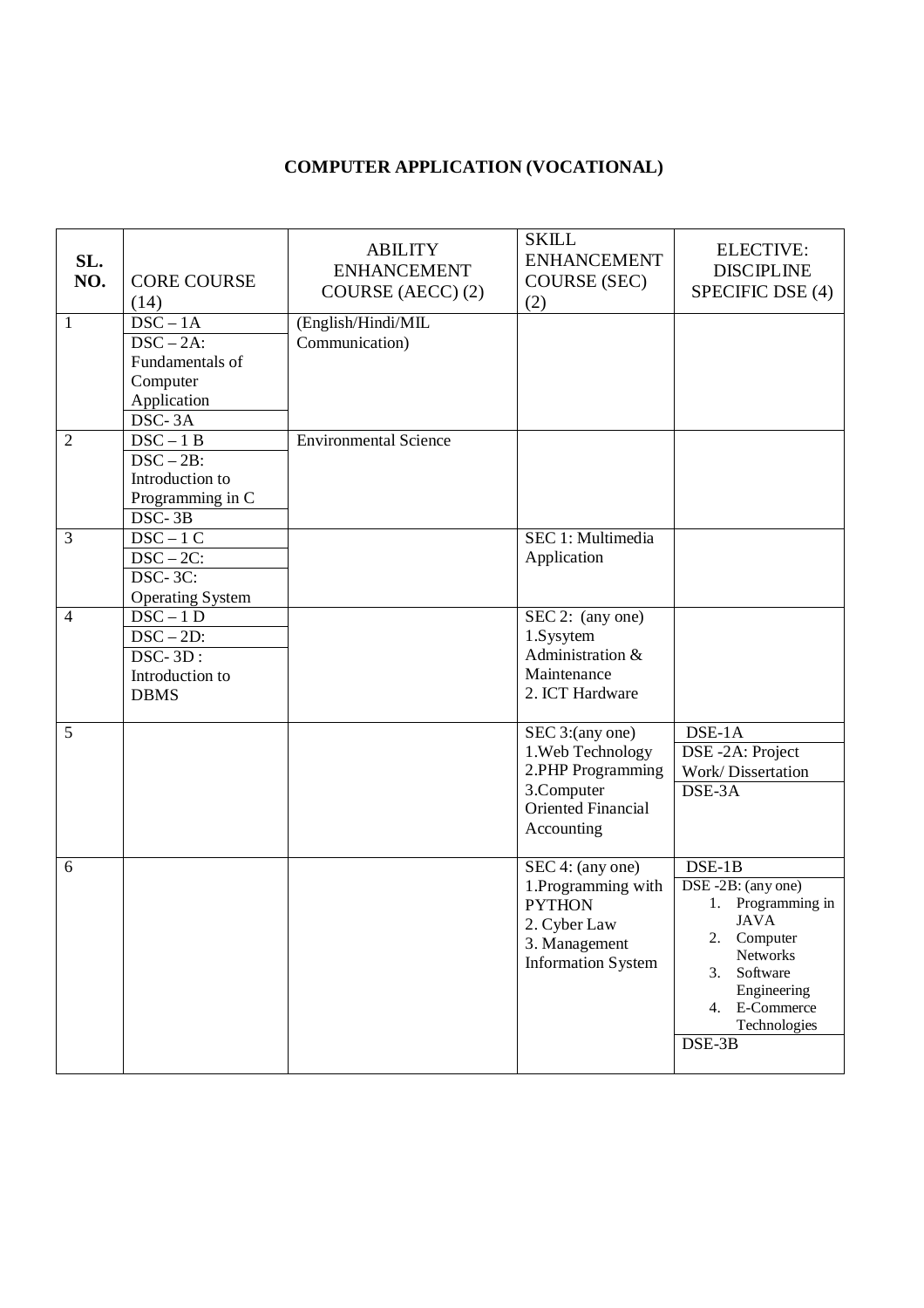# COMPUTER APPLICATION (VOCATIONAL)

| SL. NO. | CORE COURSE (14) | ABILITY ENHANCEMENT COURSE (AECC) (2) | SKILL ENHANCEMENT COURSE (SEC) (2) | ELECTIVE: DISCIPLINE SPECIFIC DSE (4) |
|---|---|---|---|---|
| 1 | DSC – 1A<br>DSC – 2A: Fundamentals of Computer Application<br>DSC- 3A | (English/Hindi/MIL Communication) | | |
| 2 | DSC – 1 B<br>DSC – 2B: Introduction to Programming in C<br>DSC- 3B | Environmental Science | | |
| 3 | DSC – 1 C<br>DSC – 2C:<br>DSC- 3C: Operating System | | SEC 1: Multimedia Application | |
| 4 | DSC – 1 D<br>DSC – 2D:<br>DSC- 3D : Introduction to DBMS | | SEC 2: (any one)<br>1.Sysytem Administration & Maintenance<br>2. ICT Hardware | |
| 5 | | | SEC 3:(any one)<br>1.Web Technology<br>2.PHP Programming<br>3.Computer Oriented Financial Accounting | DSE-1A<br>DSE -2A: Project Work/ Dissertation<br>DSE-3A |
| 6 | | | SEC 4: (any one)<br>1.Programming with PYTHON<br>2. Cyber Law<br>3. Management Information System | DSE-1B<br>DSE -2B: (any one)<br>1. Programming in JAVA<br>2. Computer Networks<br>3. Software Engineering<br>4. E-Commerce Technologies<br>DSE-3B |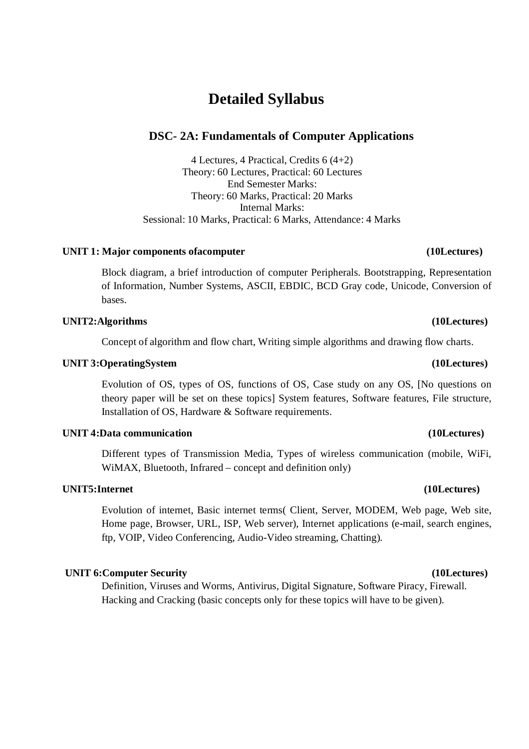# Detailed Syllabus

## DSC- 2A: Fundamentals of Computer Applications

4 Lectures, 4 Practical, Credits 6 (4+2)
Theory: 60 Lectures, Practical: 60 Lectures
End Semester Marks:
Theory: 60 Marks, Practical: 20 Marks
Internal Marks:
Sessional: 10 Marks, Practical: 6 Marks, Attendance: 4 Marks

**UNIT 1: Major components ofacomputer (10Lectures)**

Block diagram, a brief introduction of computer Peripherals. Bootstrapping, Representation of Information, Number Systems, ASCII, EBDIC, BCD Gray code, Unicode, Conversion of bases.

**UNIT2:Algorithms (10Lectures)**

Concept of algorithm and flow chart, Writing simple algorithms and drawing flow charts.

**UNIT 3:OperatingSystem (10Lectures)**

Evolution of OS, types of OS, functions of OS, Case study on any OS, [No questions on theory paper will be set on these topics] System features, Software features, File structure, Installation of OS, Hardware & Software requirements.

**UNIT 4:Data communication (10Lectures)**

Different types of Transmission Media, Types of wireless communication (mobile, WiFi, WiMAX, Bluetooth, Infrared – concept and definition only)

**UNIT5:Internet (10Lectures)**

Evolution of internet, Basic internet terms( Client, Server, MODEM, Web page, Web site, Home page, Browser, URL, ISP, Web server), Internet applications (e-mail, search engines, ftp, VOIP, Video Conferencing, Audio-Video streaming, Chatting).

**UNIT 6:Computer Security (10Lectures)**

Definition, Viruses and Worms, Antivirus, Digital Signature, Software Piracy, Firewall. Hacking and Cracking (basic concepts only for these topics will have to be given).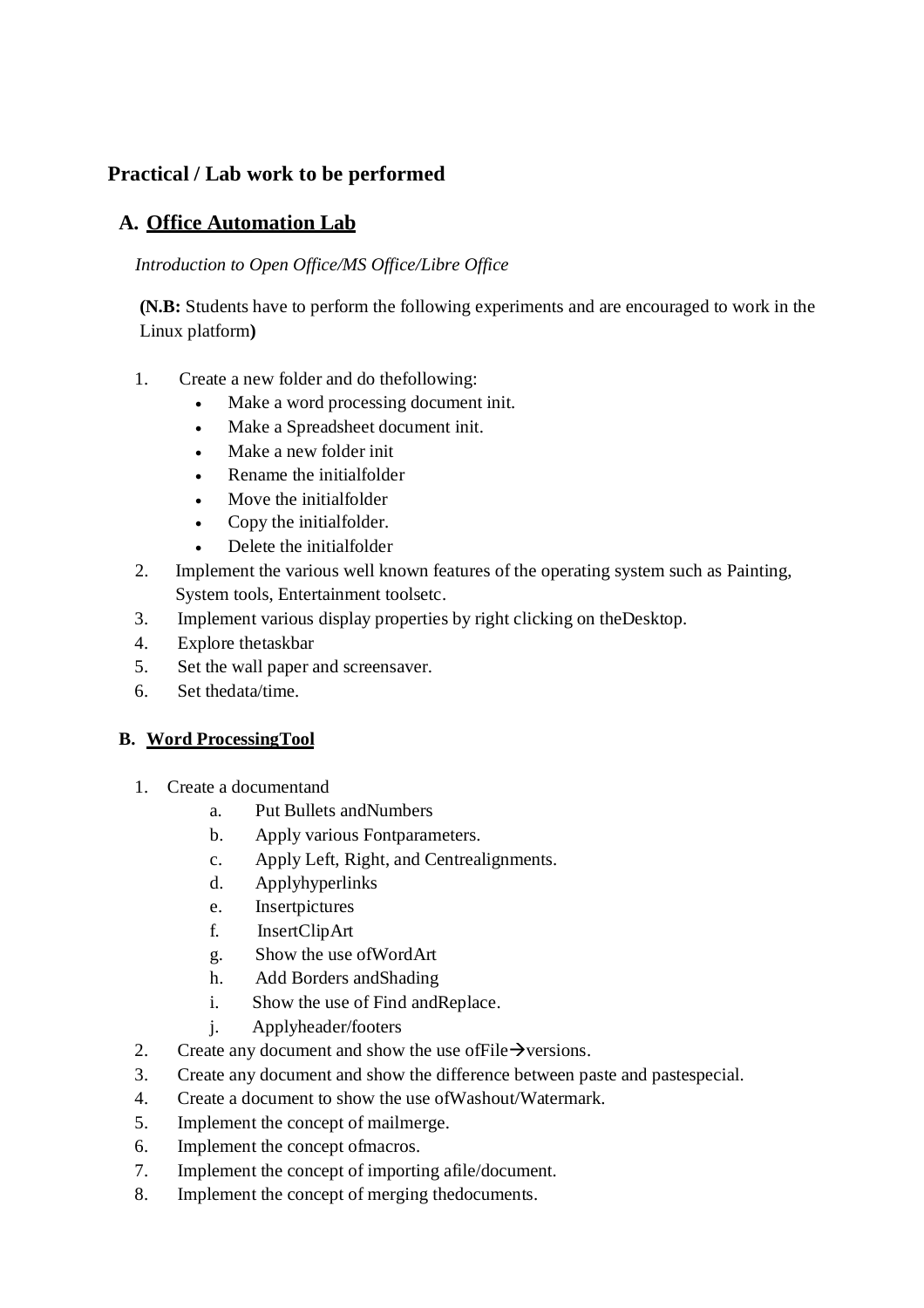## Practical / Lab work to be performed

### A. Office Automation Lab

*Introduction to Open Office/MS Office/Libre Office*

**(N.B:** Students have to perform the following experiments and are encouraged to work in the Linux platform**)**

1. Create a new folder and do thefollowing:
   - Make a word processing document init.
   - Make a Spreadsheet document init.
   - Make a new folder init
   - Rename the initialfolder
   - Move the initialfolder
   - Copy the initialfolder.
   - Delete the initialfolder
2. Implement the various well known features of the operating system such as Painting, System tools, Entertainment toolsetc.
3. Implement various display properties by right clicking on theDesktop.
4. Explore thetaskbar
5. Set the wall paper and screensaver.
6. Set thedata/time.

### B. Word ProcessingTool

1. Create a documentand
   a. Put Bullets andNumbers
   b. Apply various Fontparameters.
   c. Apply Left, Right, and Centrealignments.
   d. Applyhyperlinks
   e. Insertpictures
   f. InsertClipArt
   g. Show the use ofWordArt
   h. Add Borders andShading
   i. Show the use of Find andReplace.
   j. Applyheader/footers
2. Create any document and show the use ofFile→versions.
3. Create any document and show the difference between paste and pastespecial.
4. Create a document to show the use ofWashout/Watermark.
5. Implement the concept of mailmerge.
6. Implement the concept ofmacros.
7. Implement the concept of importing afile/document.
8. Implement the concept of merging thedocuments.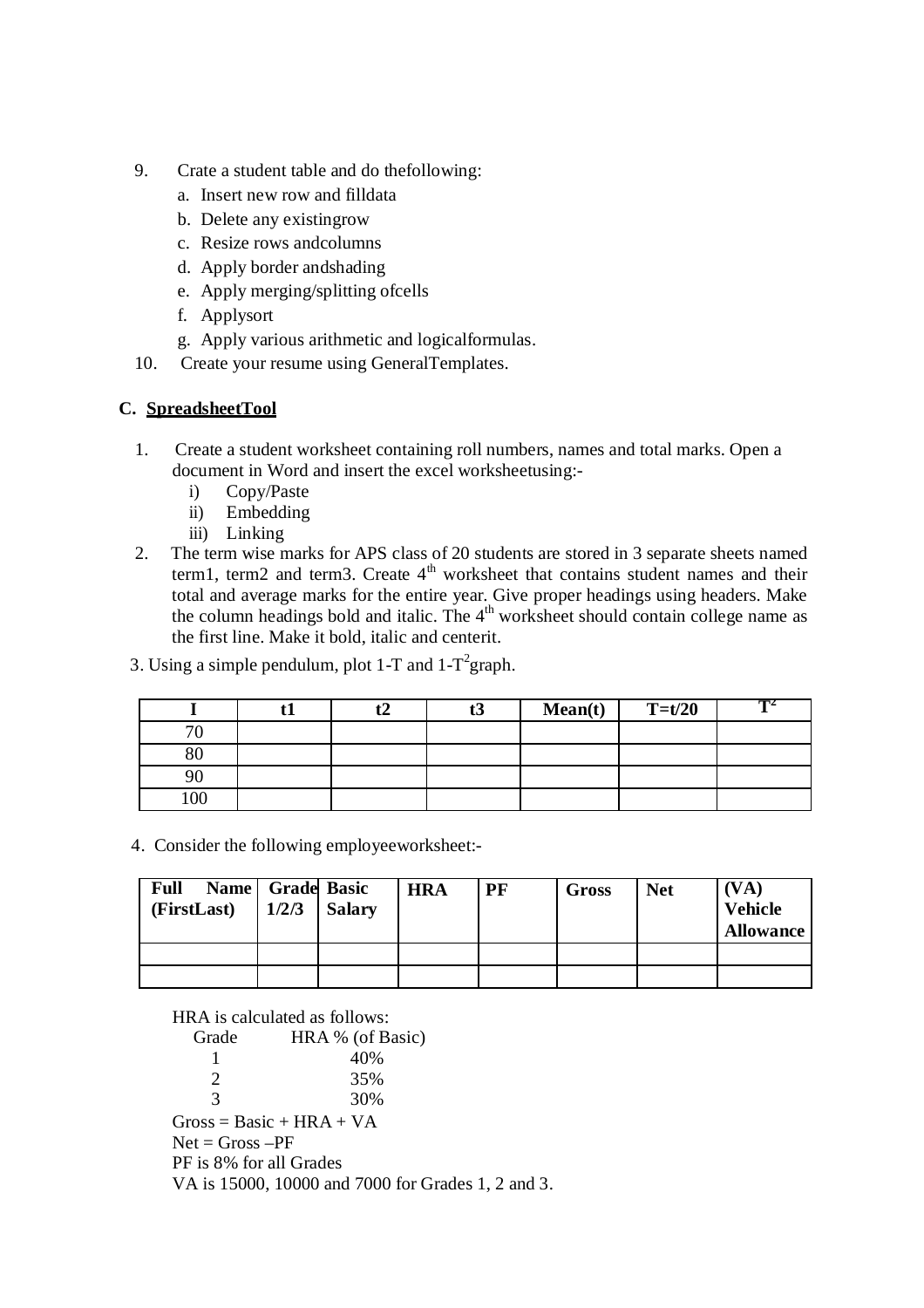9. Crate a student table and do thefollowing:
   a. Insert new row and filldata
   b. Delete any existingrow
   c. Resize rows andcolumns
   d. Apply border andshading
   e. Apply merging/splitting ofcells
   f. Applysort
   g. Apply various arithmetic and logicalformulas.
10. Create your resume using GeneralTemplates.

**C. <u>SpreadsheetTool</u>**

1. Create a student worksheet containing roll numbers, names and total marks. Open a document in Word and insert the excel worksheetusing:-
   i) Copy/Paste
   ii) Embedding
   iii) Linking
2. The term wise marks for APS class of 20 students are stored in 3 separate sheets named term1, term2 and term3. Create 4th worksheet that contains student names and their total and average marks for the entire year. Give proper headings using headers. Make the column headings bold and italic. The 4th worksheet should contain college name as the first line. Make it bold, italic and centerit.

3. Using a simple pendulum, plot 1-T and 1-$T^2$graph.

| I | t1 | t2 | t3 | Mean(t) | T=t/20 | $T^2$ |
|---|---|---|---|---|---|---|
| 70 | | | | | | |
| 80 | | | | | | |
| 90 | | | | | | |
| 100 | | | | | | |

4. Consider the following employeeworksheet:-

| Full Name (FirstLast) | Grade 1/2/3 | Basic Salary | HRA | PF | Gross | Net | (VA) Vehicle Allowance |
|---|---|---|---|---|---|---|---|
| | | | | | | | |
| | | | | | | | |

HRA is calculated as follows:

| Grade | HRA % (of Basic) |
|---|---|
| 1 | 40% |
| 2 | 35% |
| 3 | 30% |

Gross = Basic + HRA + VA
Net = Gross –PF
PF is 8% for all Grades
VA is 15000, 10000 and 7000 for Grades 1, 2 and 3.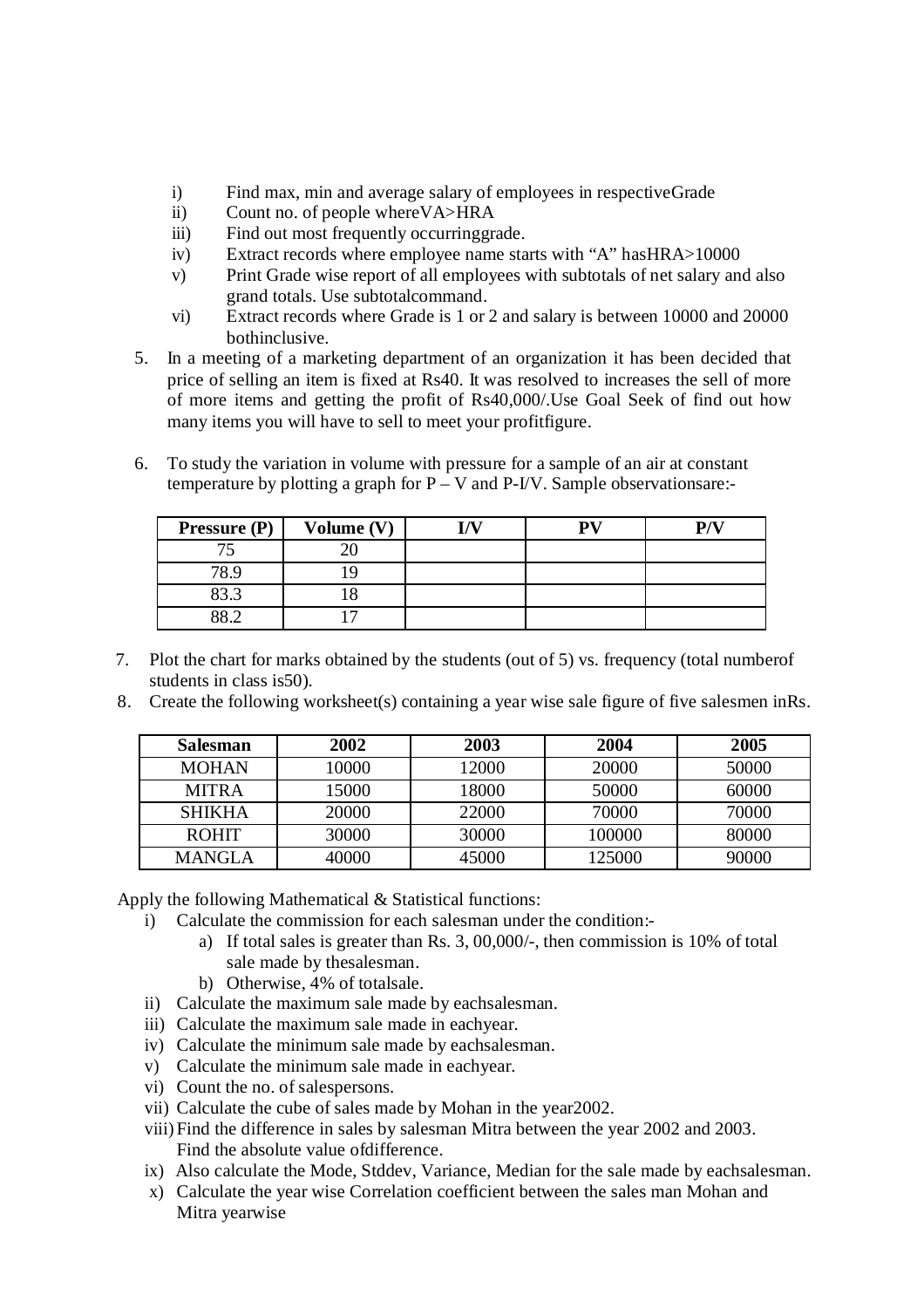i) Find max, min and average salary of employees in respectiveGrade
ii) Count no. of people whereVA>HRA
iii) Find out most frequently occurringgrade.
iv) Extract records where employee name starts with "A" hasHRA>10000
v) Print Grade wise report of all employees with subtotals of net salary and also grand totals. Use subtotalcommand.
vi) Extract records where Grade is 1 or 2 and salary is between 10000 and 20000 bothinclusive.

5. In a meeting of a marketing department of an organization it has been decided that price of selling an item is fixed at Rs40. It was resolved to increases the sell of more of more items and getting the profit of Rs40,000/.Use Goal Seek of find out how many items you will have to sell to meet your profitfigure.

6. To study the variation in volume with pressure for a sample of an air at constant temperature by plotting a graph for P – V and P-I/V. Sample observationsare:-

| **Pressure (P)** | **Volume (V)** | **I/V** | **PV** | **P/V** |
|---|---|---|---|---|
| 75 | 20 | | | |
| 78.9 | 19 | | | |
| 83.3 | 18 | | | |
| 88.2 | 17 | | | |

7. Plot the chart for marks obtained by the students (out of 5) vs. frequency (total numberof students in class is50).
8. Create the following worksheet(s) containing a year wise sale figure of five salesmen inRs.

| **Salesman** | **2002** | **2003** | **2004** | **2005** |
|---|---|---|---|---|
| MOHAN | 10000 | 12000 | 20000 | 50000 |
| MITRA | 15000 | 18000 | 50000 | 60000 |
| SHIKHA | 20000 | 22000 | 70000 | 70000 |
| ROHIT | 30000 | 30000 | 100000 | 80000 |
| MANGLA | 40000 | 45000 | 125000 | 90000 |

Apply the following Mathematical & Statistical functions:

i) Calculate the commission for each salesman under the condition:-
   a) If total sales is greater than Rs. 3, 00,000/-, then commission is 10% of total sale made by thesalesman.
   b) Otherwise, 4% of totalsale.
ii) Calculate the maximum sale made by eachsalesman.
iii) Calculate the maximum sale made in eachyear.
iv) Calculate the minimum sale made by eachsalesman.
v) Calculate the minimum sale made in eachyear.
vi) Count the no. of salespersons.
vii) Calculate the cube of sales made by Mohan in the year2002.
viii) Find the difference in sales by salesman Mitra between the year 2002 and 2003. Find the absolute value ofdifference.
ix) Also calculate the Mode, Stddev, Variance, Median for the sale made by eachsalesman.
x) Calculate the year wise Correlation coefficient between the sales man Mohan and Mitra yearwise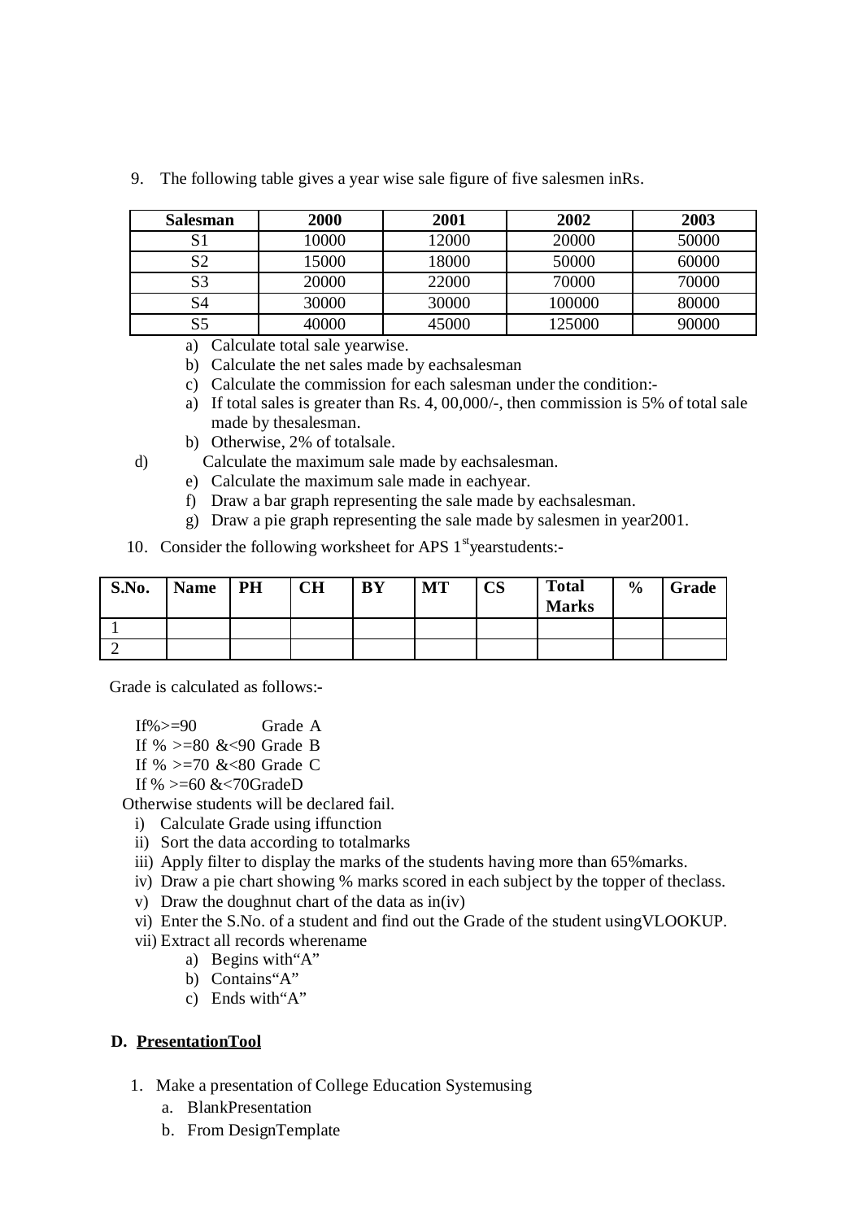9. The following table gives a year wise sale figure of five salesmen inRs.

| Salesman | 2000 | 2001 | 2002 | 2003 |
|---|---|---|---|---|
| S1 | 10000 | 12000 | 20000 | 50000 |
| S2 | 15000 | 18000 | 50000 | 60000 |
| S3 | 20000 | 22000 | 70000 | 70000 |
| S4 | 30000 | 30000 | 100000 | 80000 |
| S5 | 40000 | 45000 | 125000 | 90000 |

a) Calculate total sale yearwise.
b) Calculate the net sales made by eachsalesman
c) Calculate the commission for each salesman under the condition:-
a) If total sales is greater than Rs. 4, 00,000/-, then commission is 5% of total sale made by thesalesman.
b) Otherwise, 2% of totalsale.
d) Calculate the maximum sale made by eachsalesman.
e) Calculate the maximum sale made in eachyear.
f) Draw a bar graph representing the sale made by eachsalesman.
g) Draw a pie graph representing the sale made by salesmen in year2001.

10. Consider the following worksheet for APS 1st yearstudents:-

| S.No. | Name | PH | CH | BY | MT | CS | Total Marks | % | Grade |
|---|---|---|---|---|---|---|---|---|---|
| 1 | | | | | | | | | |
| 2 | | | | | | | | | |

Grade is calculated as follows:-

If%>=90 Grade A
If % >=80 &<90 Grade B
If % >=70 &<80 Grade C
If % >=60 &<70GradeD
Otherwise students will be declared fail.

i) Calculate Grade using iffunction
ii) Sort the data according to totalmarks
iii) Apply filter to display the marks of the students having more than 65%marks.
iv) Draw a pie chart showing % marks scored in each subject by the topper of theclass.
v) Draw the doughnut chart of the data as in(iv)
vi) Enter the S.No. of a student and find out the Grade of the student usingVLOOKUP.
vii) Extract all records wherename
   a) Begins with"A"
   b) Contains"A"
   c) Ends with"A"

**D. <u>PresentationTool</u>**

1. Make a presentation of College Education Systemusing
   a. BlankPresentation
   b. From DesignTemplate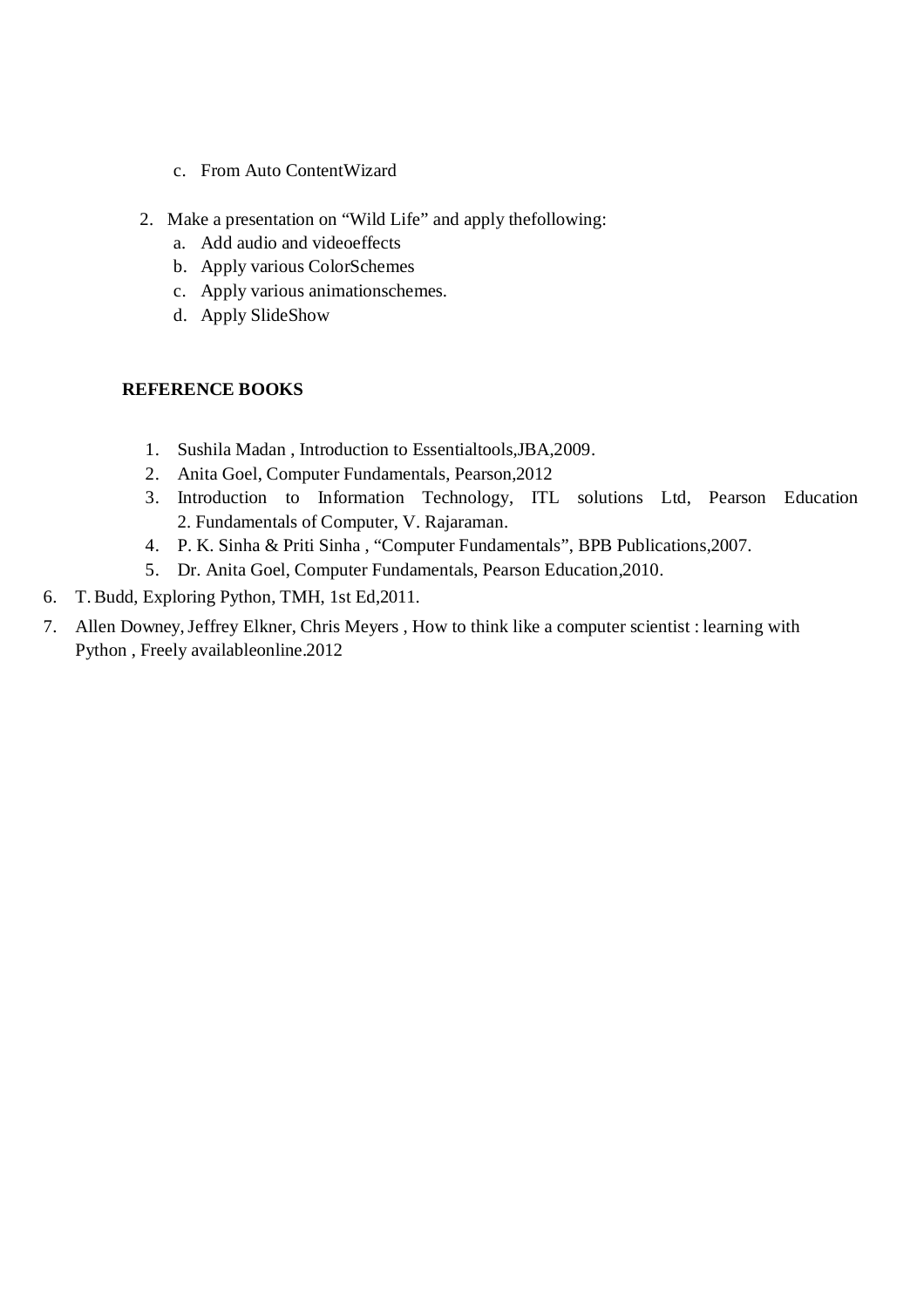c. From Auto ContentWizard

2. Make a presentation on “Wild Life” and apply thefollowing:
   a. Add audio and videoeffects
   b. Apply various ColorSchemes
   c. Apply various animationschemes.
   d. Apply SlideShow

**REFERENCE BOOKS**

1. Sushila Madan , Introduction to Essentialtools,JBA,2009.
2. Anita Goel, Computer Fundamentals, Pearson,2012
3. Introduction to Information Technology, ITL solutions Ltd, Pearson Education 2. Fundamentals of Computer, V. Rajaraman.
4. P. K. Sinha & Priti Sinha , “Computer Fundamentals”, BPB Publications,2007.
5. Dr. Anita Goel, Computer Fundamentals, Pearson Education,2010.
6. T. Budd, Exploring Python, TMH, 1st Ed,2011.
7. Allen Downey, Jeffrey Elkner, Chris Meyers , How to think like a computer scientist : learning with Python , Freely availableonline.2012